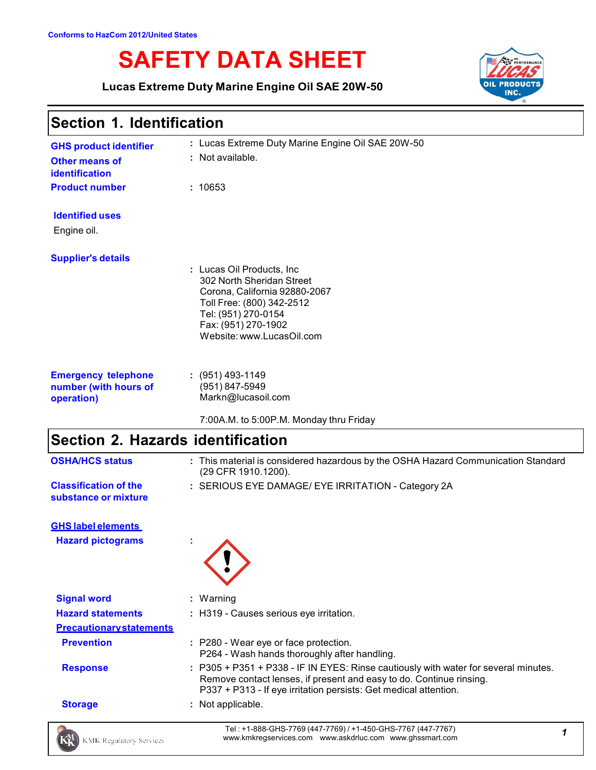Conforms to HazCom 2012/United States

# SAFETY DATA SHEET

**Lucas Extreme Duty Marine Engine Oil SAE 20W-50**

## Section 1. Identification

**GHS product identifier** : Lucas Extreme Duty Marine Engine Oil SAE 20W-50

**Other means of identification** : Not available.

**Product number** : 10653

**Identified uses**

Engine oil.

**Supplier's details**

: Lucas Oil Products, Inc
302 North Sheridan Street
Corona, California 92880-2067
Toll Free: (800) 342-2512
Tel: (951) 270-0154
Fax: (951) 270-1902
Website: www.LucasOil.com

**Emergency telephone number (with hours of operation)** : (951) 493-1149
(951) 847-5949
Markn@lucasoil.com

7:00A.M. to 5:00P.M. Monday thru Friday

## Section 2. Hazards identification

**OSHA/HCS status** : This material is considered hazardous by the OSHA Hazard Communication Standard (29 CFR 1910.1200).

**Classification of the substance or mixture** : SERIOUS EYE DAMAGE/ EYE IRRITATION - Category 2A

**GHS label elements**

**Hazard pictograms** :

**Signal word** : Warning

**Hazard statements** : H319 - Causes serious eye irritation.

**Precautionary statements**

**Prevention** : P280 - Wear eye or face protection.
P264 - Wash hands thoroughly after handling.

**Response** : P305 + P351 + P338 - IF IN EYES: Rinse cautiously with water for several minutes. Remove contact lenses, if present and easy to do. Continue rinsing.
P337 + P313 - If eye irritation persists: Get medical attention.

**Storage** : Not applicable.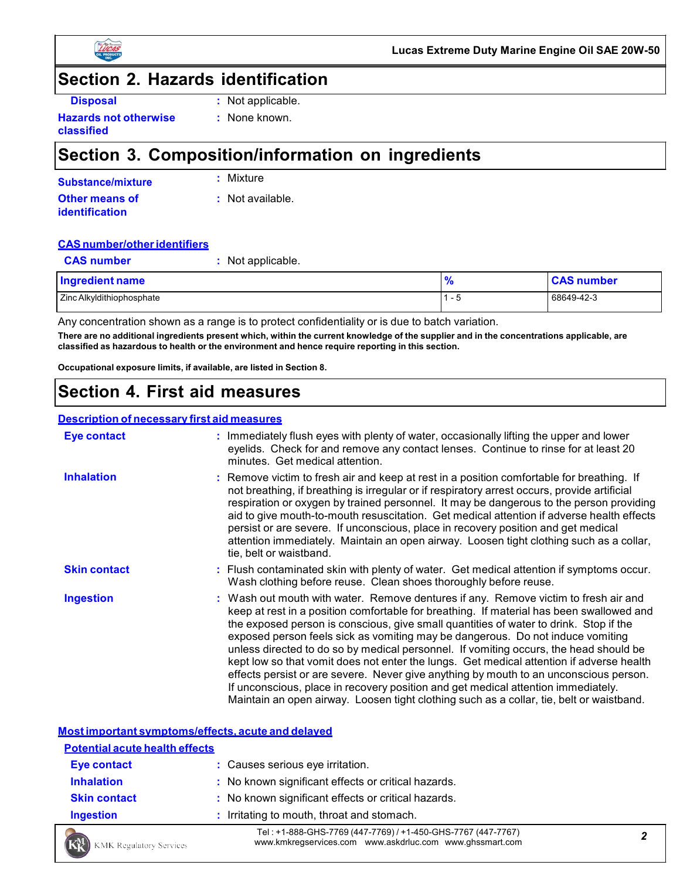## Section 2. Hazards identification

**Disposal** : Not applicable.

**Hazards not otherwise classified** : None known.

## Section 3. Composition/information on ingredients

**Substance/mixture** : Mixture

**Other means of identification** : Not available.

**CAS number/other identifiers**

**CAS number** : Not applicable.

| Ingredient name | % | CAS number |
|---|---|---|
| Zinc Alkyldithiophosphate | 1 - 5 | 68649-42-3 |

Any concentration shown as a range is to protect confidentiality or is due to batch variation.

**There are no additional ingredients present which, within the current knowledge of the supplier and in the concentrations applicable, are classified as hazardous to health or the environment and hence require reporting in this section.**

**Occupational exposure limits, if available, are listed in Section 8.**

## Section 4. First aid measures

**Description of necessary first aid measures**

**Eye contact** : Immediately flush eyes with plenty of water, occasionally lifting the upper and lower eyelids. Check for and remove any contact lenses. Continue to rinse for at least 20 minutes. Get medical attention.

**Inhalation** : Remove victim to fresh air and keep at rest in a position comfortable for breathing. If not breathing, if breathing is irregular or if respiratory arrest occurs, provide artificial respiration or oxygen by trained personnel. It may be dangerous to the person providing aid to give mouth-to-mouth resuscitation. Get medical attention if adverse health effects persist or are severe. If unconscious, place in recovery position and get medical attention immediately. Maintain an open airway. Loosen tight clothing such as a collar, tie, belt or waistband.

**Skin contact** : Flush contaminated skin with plenty of water. Get medical attention if symptoms occur. Wash clothing before reuse. Clean shoes thoroughly before reuse.

**Ingestion** : Wash out mouth with water. Remove dentures if any. Remove victim to fresh air and keep at rest in a position comfortable for breathing. If material has been swallowed and the exposed person is conscious, give small quantities of water to drink. Stop if the exposed person feels sick as vomiting may be dangerous. Do not induce vomiting unless directed to do so by medical personnel. If vomiting occurs, the head should be kept low so that vomit does not enter the lungs. Get medical attention if adverse health effects persist or are severe. Never give anything by mouth to an unconscious person. If unconscious, place in recovery position and get medical attention immediately. Maintain an open airway. Loosen tight clothing such as a collar, tie, belt or waistband.

**Most important symptoms/effects, acute and delayed**

**Potential acute health effects**

**Eye contact** : Causes serious eye irritation.

**Inhalation** : No known significant effects or critical hazards.

**Skin contact** : No known significant effects or critical hazards.

**Ingestion** : Irritating to mouth, throat and stomach.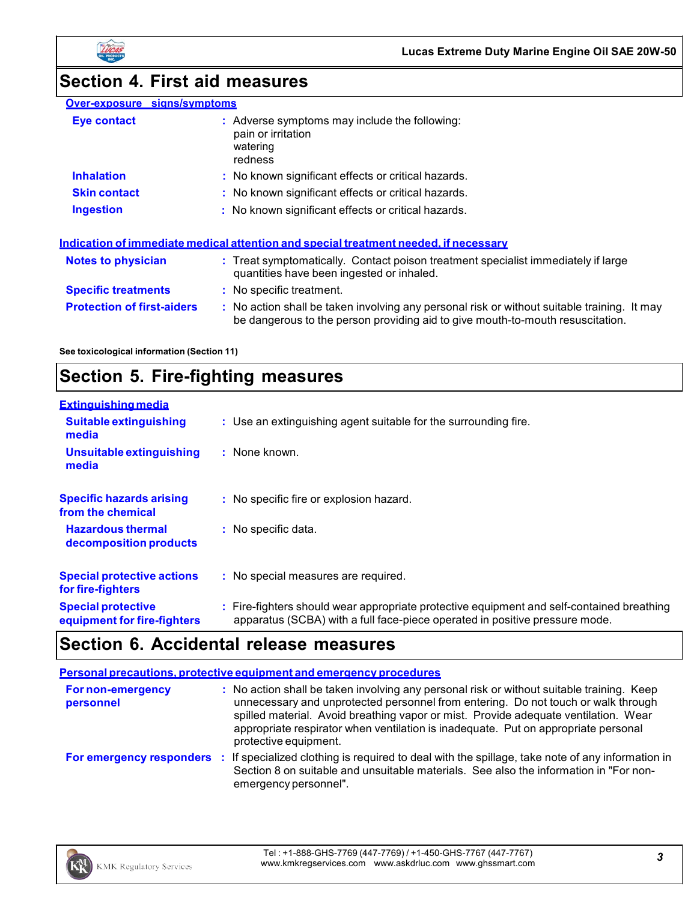## Section 4. First aid measures

**Over-exposure signs/symptoms**

**Eye contact** : Adverse symptoms may include the following:
pain or irritation
watering
redness

**Inhalation** : No known significant effects or critical hazards.

**Skin contact** : No known significant effects or critical hazards.

**Ingestion** : No known significant effects or critical hazards.

**Indication of immediate medical attention and special treatment needed, if necessary**

**Notes to physician** : Treat symptomatically. Contact poison treatment specialist immediately if large quantities have been ingested or inhaled.

**Specific treatments** : No specific treatment.

**Protection of first-aiders** : No action shall be taken involving any personal risk or without suitable training. It may be dangerous to the person providing aid to give mouth-to-mouth resuscitation.

**See toxicological information (Section 11)**

## Section 5. Fire-fighting measures

**Extinguishing media**

**Suitable extinguishing media** : Use an extinguishing agent suitable for the surrounding fire.

**Unsuitable extinguishing media** : None known.

**Specific hazards arising from the chemical** : No specific fire or explosion hazard.

**Hazardous thermal decomposition products** : No specific data.

**Special protective actions for fire-fighters** : No special measures are required.

**Special protective equipment for fire-fighters** : Fire-fighters should wear appropriate protective equipment and self-contained breathing apparatus (SCBA) with a full face-piece operated in positive pressure mode.

## Section 6. Accidental release measures

**Personal precautions, protective equipment and emergency procedures**

**For non-emergency personnel** : No action shall be taken involving any personal risk or without suitable training. Keep unnecessary and unprotected personnel from entering. Do not touch or walk through spilled material. Avoid breathing vapor or mist. Provide adequate ventilation. Wear appropriate respirator when ventilation is inadequate. Put on appropriate personal protective equipment.

**For emergency responders** : If specialized clothing is required to deal with the spillage, take note of any information in Section 8 on suitable and unsuitable materials. See also the information in "For non-emergency personnel".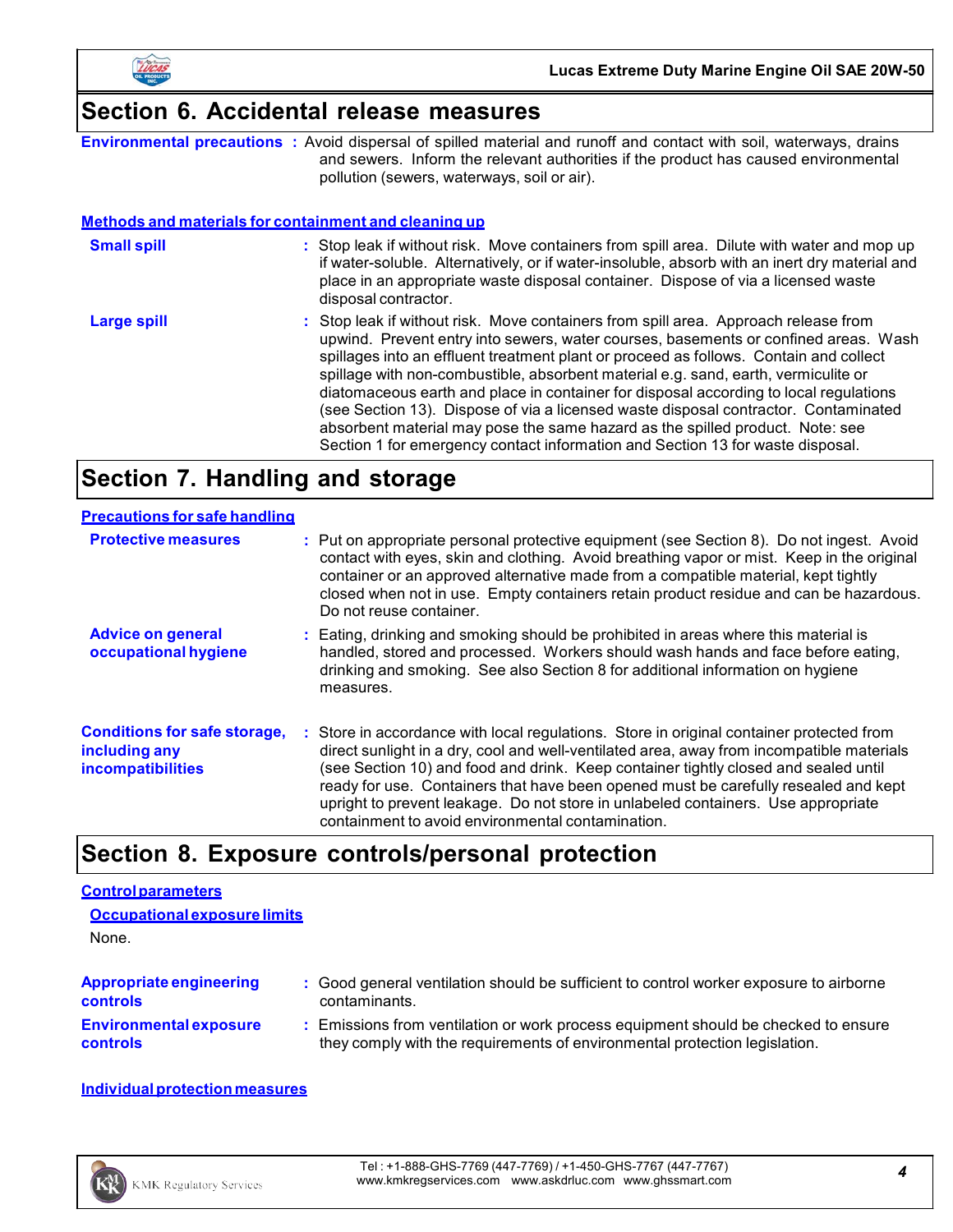## Section 6. Accidental release measures

**Environmental precautions** : Avoid dispersal of spilled material and runoff and contact with soil, waterways, drains and sewers. Inform the relevant authorities if the product has caused environmental pollution (sewers, waterways, soil or air).

**Methods and materials for containment and cleaning up**

**Small spill** : Stop leak if without risk. Move containers from spill area. Dilute with water and mop up if water-soluble. Alternatively, or if water-insoluble, absorb with an inert dry material and place in an appropriate waste disposal container. Dispose of via a licensed waste disposal contractor.

**Large spill** : Stop leak if without risk. Move containers from spill area. Approach release from upwind. Prevent entry into sewers, water courses, basements or confined areas. Wash spillages into an effluent treatment plant or proceed as follows. Contain and collect spillage with non-combustible, absorbent material e.g. sand, earth, vermiculite or diatomaceous earth and place in container for disposal according to local regulations (see Section 13). Dispose of via a licensed waste disposal contractor. Contaminated absorbent material may pose the same hazard as the spilled product. Note: see Section 1 for emergency contact information and Section 13 for waste disposal.

## Section 7. Handling and storage

**Precautions for safe handling**

**Protective measures** : Put on appropriate personal protective equipment (see Section 8). Do not ingest. Avoid contact with eyes, skin and clothing. Avoid breathing vapor or mist. Keep in the original container or an approved alternative made from a compatible material, kept tightly closed when not in use. Empty containers retain product residue and can be hazardous. Do not reuse container.

**Advice on general occupational hygiene** : Eating, drinking and smoking should be prohibited in areas where this material is handled, stored and processed. Workers should wash hands and face before eating, drinking and smoking. See also Section 8 for additional information on hygiene measures.

**Conditions for safe storage, including any incompatibilities** : Store in accordance with local regulations. Store in original container protected from direct sunlight in a dry, cool and well-ventilated area, away from incompatible materials (see Section 10) and food and drink. Keep container tightly closed and sealed until ready for use. Containers that have been opened must be carefully resealed and kept upright to prevent leakage. Do not store in unlabeled containers. Use appropriate containment to avoid environmental contamination.

## Section 8. Exposure controls/personal protection

**Control parameters**

**Occupational exposure limits**

None.

**Appropriate engineering controls** : Good general ventilation should be sufficient to control worker exposure to airborne contaminants.

**Environmental exposure controls** : Emissions from ventilation or work process equipment should be checked to ensure they comply with the requirements of environmental protection legislation.

**Individual protection measures**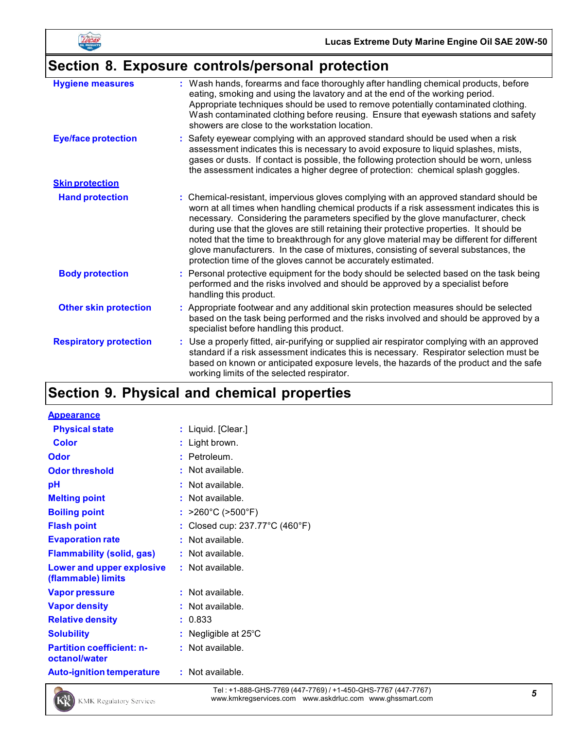## Section 8. Exposure controls/personal protection

| | |
|---|---|
| **Hygiene measures** | Wash hands, forearms and face thoroughly after handling chemical products, before eating, smoking and using the lavatory and at the end of the working period. Appropriate techniques should be used to remove potentially contaminated clothing. Wash contaminated clothing before reusing. Ensure that eyewash stations and safety showers are close to the workstation location. |
| **Eye/face protection** | Safety eyewear complying with an approved standard should be used when a risk assessment indicates this is necessary to avoid exposure to liquid splashes, mists, gases or dusts. If contact is possible, the following protection should be worn, unless the assessment indicates a higher degree of protection: chemical splash goggles. |
| **Skin protection** | |
| **Hand protection** | Chemical-resistant, impervious gloves complying with an approved standard should be worn at all times when handling chemical products if a risk assessment indicates this is necessary. Considering the parameters specified by the glove manufacturer, check during use that the gloves are still retaining their protective properties. It should be noted that the time to breakthrough for any glove material may be different for different glove manufacturers. In the case of mixtures, consisting of several substances, the protection time of the gloves cannot be accurately estimated. |
| **Body protection** | Personal protective equipment for the body should be selected based on the task being performed and the risks involved and should be approved by a specialist before handling this product. |
| **Other skin protection** | Appropriate footwear and any additional skin protection measures should be selected based on the task being performed and the risks involved and should be approved by a specialist before handling this product. |
| **Respiratory protection** | Use a properly fitted, air-purifying or supplied air respirator complying with an approved standard if a risk assessment indicates this is necessary. Respirator selection must be based on known or anticipated exposure levels, the hazards of the product and the safe working limits of the selected respirator. |

## Section 9. Physical and chemical properties

| | |
|---|---|
| **Appearance** | |
| **Physical state** | Liquid. [Clear.] |
| **Color** | Light brown. |
| **Odor** | Petroleum. |
| **Odor threshold** | Not available. |
| **pH** | Not available. |
| **Melting point** | Not available. |
| **Boiling point** | >260°C (>500°F) |
| **Flash point** | Closed cup: 237.77°C (460°F) |
| **Evaporation rate** | Not available. |
| **Flammability (solid, gas)** | Not available. |
| **Lower and upper explosive (flammable) limits** | Not available. |
| **Vapor pressure** | Not available. |
| **Vapor density** | Not available. |
| **Relative density** | 0.833 |
| **Solubility** | Negligible at 25°C |
| **Partition coefficient: n-octanol/water** | Not available. |
| **Auto-ignition temperature** | Not available. |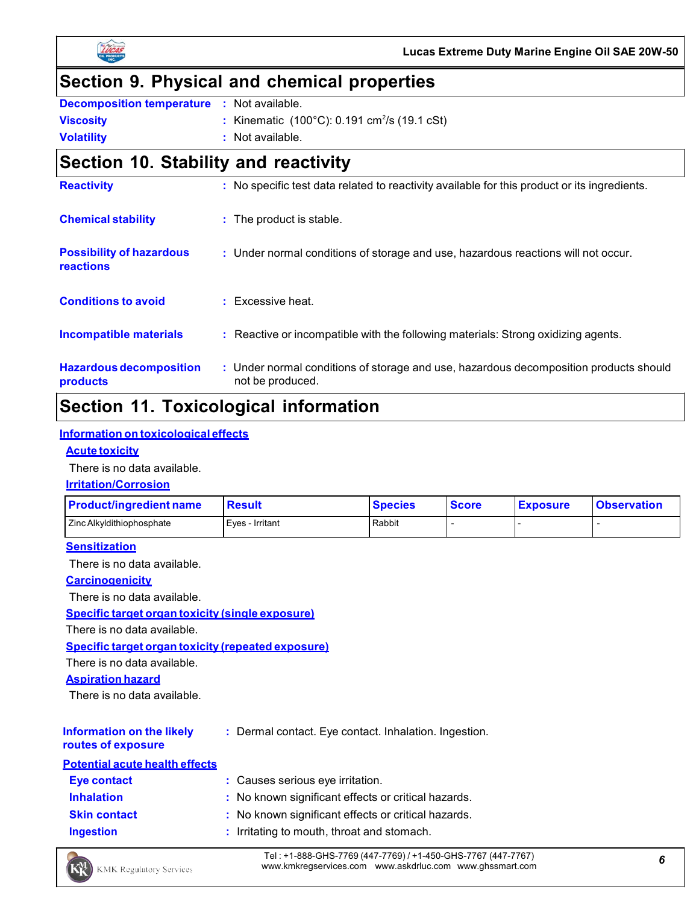## Section 9. Physical and chemical properties

| | | |
|---|---|---|
| **Decomposition temperature** | : | Not available. |
| **Viscosity** | : | Kinematic (100°C): 0.191 $cm^2/s$ (19.1 cSt) |
| **Volatility** | : | Not available. |

## Section 10. Stability and reactivity

**Reactivity** : No specific test data related to reactivity available for this product or its ingredients.

**Chemical stability** : The product is stable.

**Possibility of hazardous reactions** : Under normal conditions of storage and use, hazardous reactions will not occur.

**Conditions to avoid** : Excessive heat.

**Incompatible materials** : Reactive or incompatible with the following materials: Strong oxidizing agents.

**Hazardous decomposition products** : Under normal conditions of storage and use, hazardous decomposition products should not be produced.

## Section 11. Toxicological information

### Information on toxicological effects

#### Acute toxicity

There is no data available.

#### Irritation/Corrosion

| Product/ingredient name | Result | Species | Score | Exposure | Observation |
|---|---|---|---|---|---|
| Zinc Alkyldithiophosphate | Eyes - Irritant | Rabbit | - | - | - |

#### Sensitization

There is no data available.

#### Carcinogenicity

There is no data available.

#### Specific target organ toxicity (single exposure)

There is no data available.

#### Specific target organ toxicity (repeated exposure)

There is no data available.

#### Aspiration hazard

There is no data available.

**Information on the likely routes of exposure** : Dermal contact. Eye contact. Inhalation. Ingestion.

#### Potential acute health effects

| | | |
|---|---|---|
| **Eye contact** | : | Causes serious eye irritation. |
| **Inhalation** | : | No known significant effects or critical hazards. |
| **Skin contact** | : | No known significant effects or critical hazards. |
| **Ingestion** | : | Irritating to mouth, throat and stomach. |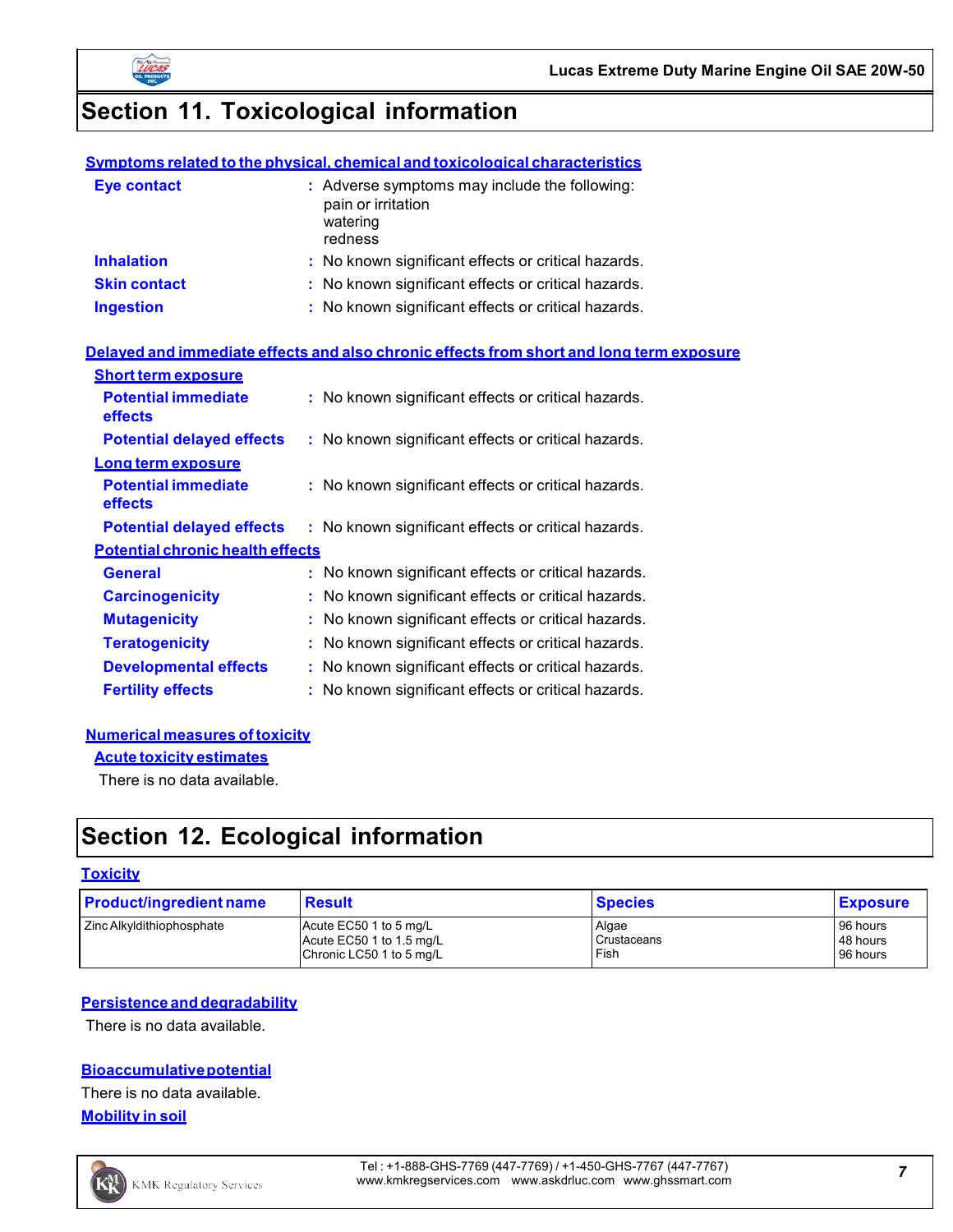## Section 11. Toxicological information

**Symptoms related to the physical, chemical and toxicological characteristics**

**Eye contact** : Adverse symptoms may include the following:
pain or irritation
watering
redness

**Inhalation** : No known significant effects or critical hazards.

**Skin contact** : No known significant effects or critical hazards.

**Ingestion** : No known significant effects or critical hazards.

**Delayed and immediate effects and also chronic effects from short and long term exposure**

**Short term exposure**

**Potential immediate effects** : No known significant effects or critical hazards.

**Potential delayed effects** : No known significant effects or critical hazards.

**Long term exposure**

**Potential immediate effects** : No known significant effects or critical hazards.

**Potential delayed effects** : No known significant effects or critical hazards.

**Potential chronic health effects**

**General** : No known significant effects or critical hazards.

**Carcinogenicity** : No known significant effects or critical hazards.

**Mutagenicity** : No known significant effects or critical hazards.

**Teratogenicity** : No known significant effects or critical hazards.

**Developmental effects** : No known significant effects or critical hazards.

**Fertility effects** : No known significant effects or critical hazards.

**Numerical measures of toxicity**

**Acute toxicity estimates**

There is no data available.

## Section 12. Ecological information

**Toxicity**

| Product/ingredient name | Result | Species | Exposure |
|---|---|---|---|
| Zinc Alkyldithiophosphate | Acute EC50 1 to 5 mg/L<br>Acute EC50 1 to 1.5 mg/L<br>Chronic LC50 1 to 5 mg/L | Algae<br>Crustaceans<br>Fish | 96 hours<br>48 hours<br>96 hours |

**Persistence and degradability**

There is no data available.

**Bioaccumulative potential**

There is no data available.

**Mobility in soil**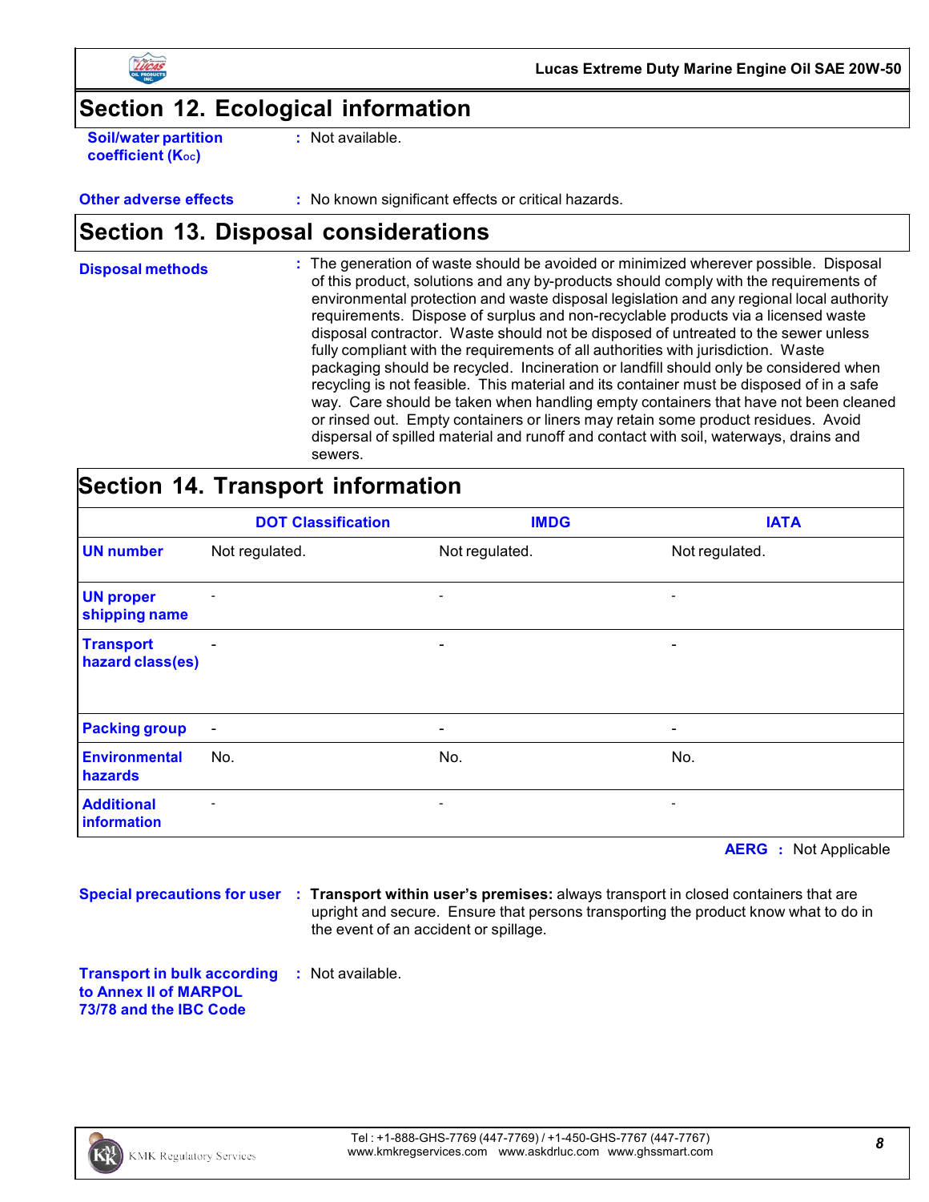## Section 12. Ecological information

**Soil/water partition coefficient ($K_{OC}$)** : Not available.

**Other adverse effects** : No known significant effects or critical hazards.

## Section 13. Disposal considerations

**Disposal methods** : The generation of waste should be avoided or minimized wherever possible. Disposal of this product, solutions and any by-products should comply with the requirements of environmental protection and waste disposal legislation and any regional local authority requirements. Dispose of surplus and non-recyclable products via a licensed waste disposal contractor. Waste should not be disposed of untreated to the sewer unless fully compliant with the requirements of all authorities with jurisdiction. Waste packaging should be recycled. Incineration or landfill should only be considered when recycling is not feasible. This material and its container must be disposed of in a safe way. Care should be taken when handling empty containers that have not been cleaned or rinsed out. Empty containers or liners may retain some product residues. Avoid dispersal of spilled material and runoff and contact with soil, waterways, drains and sewers.

## Section 14. Transport information

| | DOT Classification | IMDG | IATA |
|---|---|---|---|
| **UN number** | Not regulated. | Not regulated. | Not regulated. |
| **UN proper shipping name** | - | - | - |
| **Transport hazard class(es)** | - | - | - |
| **Packing group** | - | - | - |
| **Environmental hazards** | No. | No. | No. |
| **Additional information** | - | - | - |

**AERG** : Not Applicable

**Special precautions for user** : **Transport within user's premises:** always transport in closed containers that are upright and secure. Ensure that persons transporting the product know what to do in the event of an accident or spillage.

**Transport in bulk according to Annex II of MARPOL 73/78 and the IBC Code** : Not available.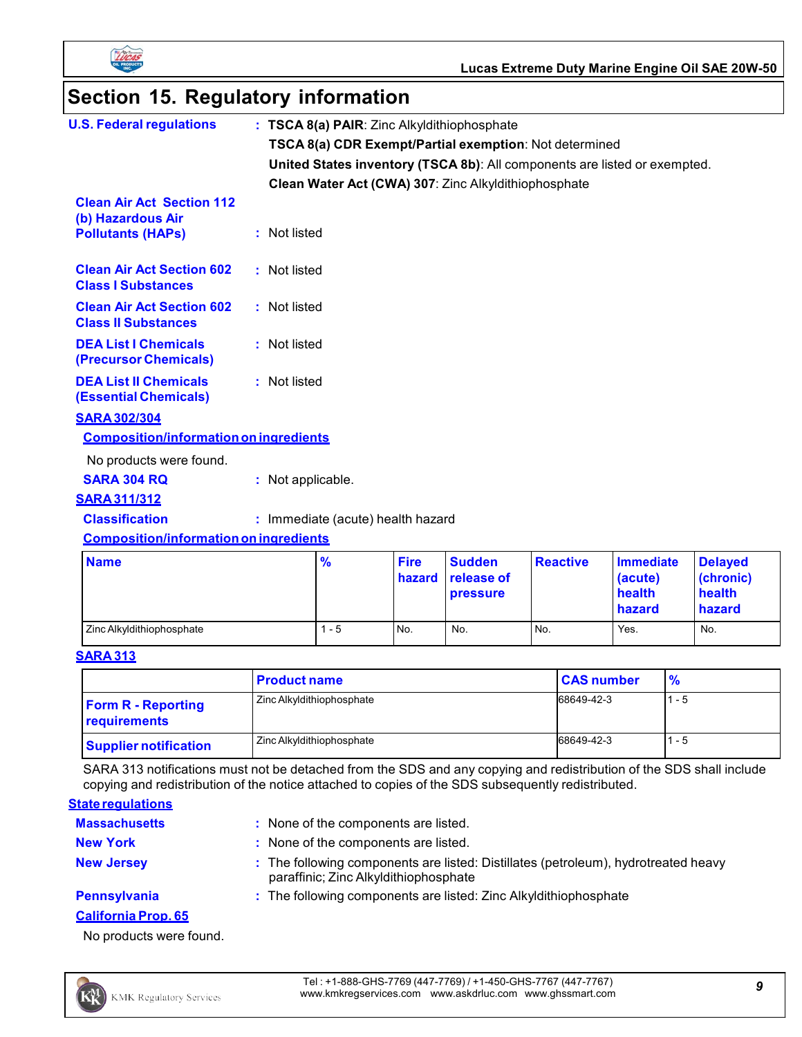## Section 15. Regulatory information

**U.S. Federal regulations** : **TSCA 8(a) PAIR**: Zinc Alkyldithiophosphate

**TSCA 8(a) CDR Exempt/Partial exemption**: Not determined

**United States inventory (TSCA 8b)**: All components are listed or exempted.

**Clean Water Act (CWA) 307**: Zinc Alkyldithiophosphate

**Clean Air Act Section 112 (b) Hazardous Air Pollutants (HAPs)** : Not listed

**Clean Air Act Section 602 Class I Substances** : Not listed

**Clean Air Act Section 602 Class II Substances** : Not listed

**DEA List I Chemicals (Precursor Chemicals)** : Not listed

**DEA List II Chemicals (Essential Chemicals)** : Not listed

### SARA 302/304

**Composition/information on ingredients**

No products were found.

**SARA 304 RQ** : Not applicable.

### SARA 311/312

**Classification** : Immediate (acute) health hazard

**Composition/information on ingredients**

| Name | % | Fire hazard | Sudden release of pressure | Reactive | Immediate (acute) health hazard | Delayed (chronic) health hazard |
|---|---|---|---|---|---|---|
| Zinc Alkyldithiophosphate | 1 - 5 | No. | No. | No. | Yes. | No. |

### SARA 313

| | Product name | CAS number | % |
|---|---|---|---|
| **Form R - Reporting requirements** | Zinc Alkyldithiophosphate | 68649-42-3 | 1 - 5 |
| **Supplier notification** | Zinc Alkyldithiophosphate | 68649-42-3 | 1 - 5 |

SARA 313 notifications must not be detached from the SDS and any copying and redistribution of the SDS shall include copying and redistribution of the notice attached to copies of the SDS subsequently redistributed.

### State regulations

**Massachusetts** : None of the components are listed.

**New York** : None of the components are listed.

**New Jersey** : The following components are listed: Distillates (petroleum), hydrotreated heavy paraffinic; Zinc Alkyldithiophosphate

**Pennsylvania** : The following components are listed: Zinc Alkyldithiophosphate

### California Prop. 65

No products were found.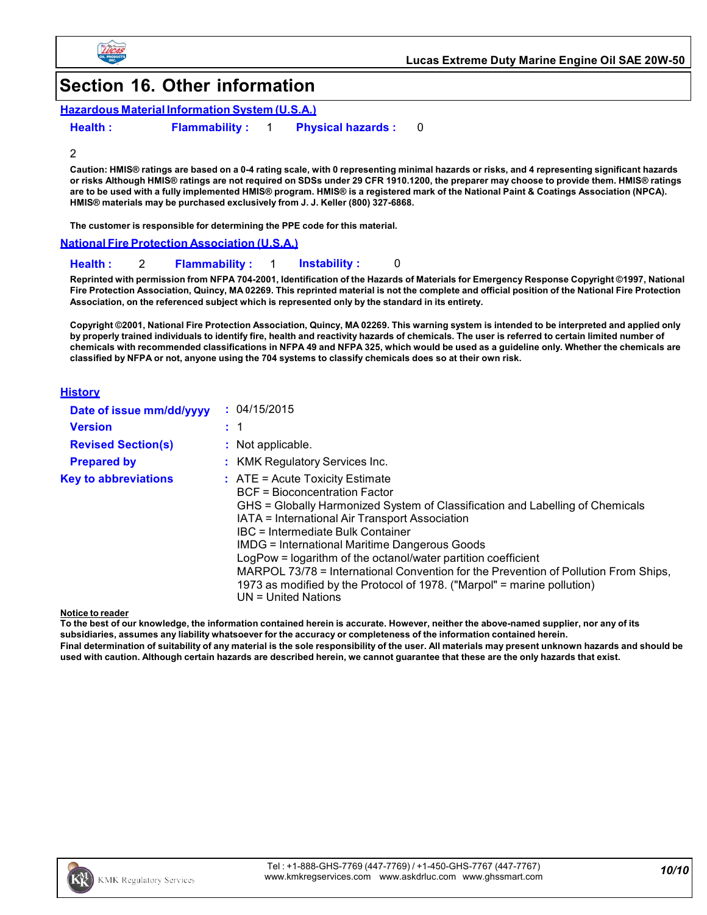# Section 16. Other information

## Hazardous Material Information System (U.S.A.)

**Health :** 2 **Flammability :** 1 **Physical hazards :** 0

**Caution: HMIS® ratings are based on a 0-4 rating scale, with 0 representing minimal hazards or risks, and 4 representing significant hazards or risks Although HMIS® ratings are not required on SDSs under 29 CFR 1910.1200, the preparer may choose to provide them. HMIS® ratings are to be used with a fully implemented HMIS® program. HMIS® is a registered mark of the National Paint & Coatings Association (NPCA). HMIS® materials may be purchased exclusively from J. J. Keller (800) 327-6868.**

**The customer is responsible for determining the PPE code for this material.**

## National Fire Protection Association (U.S.A.)

**Health :** 2 **Flammability :** 1 **Instability :** 0

**Reprinted with permission from NFPA 704-2001, Identification of the Hazards of Materials for Emergency Response Copyright ©1997, National Fire Protection Association, Quincy, MA 02269. This reprinted material is not the complete and official position of the National Fire Protection Association, on the referenced subject which is represented only by the standard in its entirety.**

**Copyright ©2001, National Fire Protection Association, Quincy, MA 02269. This warning system is intended to be interpreted and applied only by properly trained individuals to identify fire, health and reactivity hazards of chemicals. The user is referred to certain limited number of chemicals with recommended classifications in NFPA 49 and NFPA 325, which would be used as a guideline only. Whether the chemicals are classified by NFPA or not, anyone using the 704 systems to classify chemicals does so at their own risk.**

## History

**Date of issue mm/dd/yyyy** : 04/15/2015

**Version** : 1

**Revised Section(s)** : Not applicable.

**Prepared by** : KMK Regulatory Services Inc.

**Key to abbreviations** :
ATE = Acute Toxicity Estimate
BCF = Bioconcentration Factor
GHS = Globally Harmonized System of Classification and Labelling of Chemicals
IATA = International Air Transport Association
IBC = Intermediate Bulk Container
IMDG = International Maritime Dangerous Goods
LogPow = logarithm of the octanol/water partition coefficient
MARPOL 73/78 = International Convention for the Prevention of Pollution From Ships, 1973 as modified by the Protocol of 1978. ("Marpol" = marine pollution)
UN = United Nations

**Notice to reader**

**To the best of our knowledge, the information contained herein is accurate. However, neither the above-named supplier, nor any of its subsidiaries, assumes any liability whatsoever for the accuracy or completeness of the information contained herein.**
**Final determination of suitability of any material is the sole responsibility of the user. All materials may present unknown hazards and should be used with caution. Although certain hazards are described herein, we cannot guarantee that these are the only hazards that exist.**